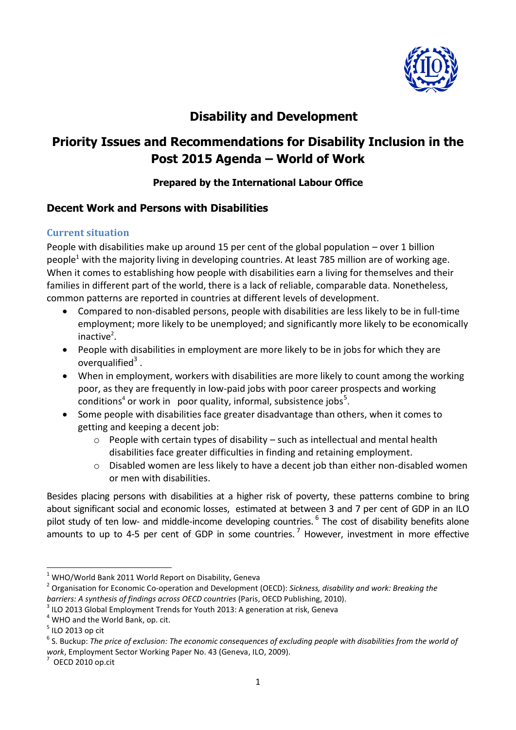# Disability and Development

# Priority Issues and Recommendations for Disability Inclusion in the Post 2015 Agenda – World of Work

**Prepared by the International Labour Office**

## Decent Work and Persons with Disabilities

### Current situation

People with disabilities make up around 15 per cent of the global population – over 1 billion people[1] with the majority living in developing countries. At least 785 million are of working age. When it comes to establishing how people with disabilities earn a living for themselves and their families in different part of the world, there is a lack of reliable, comparable data. Nonetheless, common patterns are reported in countries at different levels of development.

- Compared to non-disabled persons, people with disabilities are less likely to be in full-time employment; more likely to be unemployed; and significantly more likely to be economically inactive[2].
- People with disabilities in employment are more likely to be in jobs for which they are overqualified[3] .
- When in employment, workers with disabilities are more likely to count among the working poor, as they are frequently in low-paid jobs with poor career prospects and working conditions[4] or work in poor quality, informal, subsistence jobs[5].
- Some people with disabilities face greater disadvantage than others, when it comes to getting and keeping a decent job:
  - People with certain types of disability – such as intellectual and mental health disabilities face greater difficulties in finding and retaining employment.
  - Disabled women are less likely to have a decent job than either non-disabled women or men with disabilities.

Besides placing persons with disabilities at a higher risk of poverty, these patterns combine to bring about significant social and economic losses, estimated at between 3 and 7 per cent of GDP in an ILO pilot study of ten low- and middle-income developing countries. [6] The cost of disability benefits alone amounts to up to 4-5 per cent of GDP in some countries. [7] However, investment in more effective

---

[1] WHO/World Bank 2011 World Report on Disability, Geneva

[2] Organisation for Economic Co-operation and Development (OECD): *Sickness, disability and work: Breaking the barriers: A synthesis of findings across OECD countries* (Paris, OECD Publishing, 2010).

[3] ILO 2013 Global Employment Trends for Youth 2013: A generation at risk, Geneva

[4] WHO and the World Bank, op. cit.

[5] ILO 2013 op cit

[6] S. Buckup: *The price of exclusion: The economic consequences of excluding people with disabilities from the world of work*, Employment Sector Working Paper No. 43 (Geneva, ILO, 2009).

[7] OECD 2010 op.cit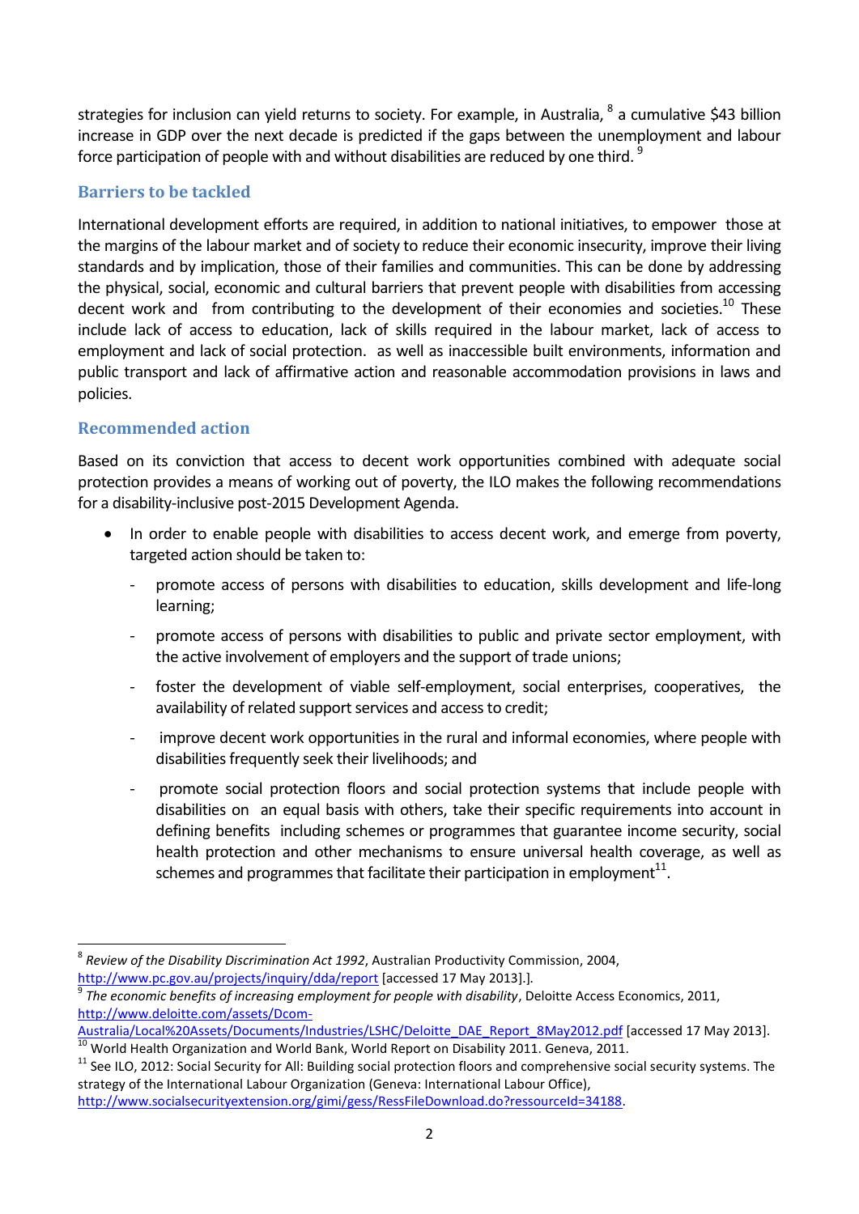strategies for inclusion can yield returns to society. For example, in Australia, [8] a cumulative $43 billion increase in GDP over the next decade is predicted if the gaps between the unemployment and labour force participation of people with and without disabilities are reduced by one third. [9]

## Barriers to be tackled

International development efforts are required, in addition to national initiatives, to empower those at the margins of the labour market and of society to reduce their economic insecurity, improve their living standards and by implication, those of their families and communities. This can be done by addressing the physical, social, economic and cultural barriers that prevent people with disabilities from accessing decent work and from contributing to the development of their economies and societies.[10] These include lack of access to education, lack of skills required in the labour market, lack of access to employment and lack of social protection. as well as inaccessible built environments, information and public transport and lack of affirmative action and reasonable accommodation provisions in laws and policies.

## Recommended action

Based on its conviction that access to decent work opportunities combined with adequate social protection provides a means of working out of poverty, the ILO makes the following recommendations for a disability-inclusive post-2015 Development Agenda.

- In order to enable people with disabilities to access decent work, and emerge from poverty, targeted action should be taken to:
  - promote access of persons with disabilities to education, skills development and life-long learning;
  - promote access of persons with disabilities to public and private sector employment, with the active involvement of employers and the support of trade unions;
  - foster the development of viable self-employment, social enterprises, cooperatives, the availability of related support services and access to credit;
  - improve decent work opportunities in the rural and informal economies, where people with disabilities frequently seek their livelihoods; and
  - promote social protection floors and social protection systems that include people with disabilities on an equal basis with others, take their specific requirements into account in defining benefits including schemes or programmes that guarantee income security, social health protection and other mechanisms to ensure universal health coverage, as well as schemes and programmes that facilitate their participation in employment[11].

---

[8] *Review of the Disability Discrimination Act 1992*, Australian Productivity Commission, 2004, http://www.pc.gov.au/projects/inquiry/dda/report [accessed 17 May 2013].].

[9] *The economic benefits of increasing employment for people with disability*, Deloitte Access Economics, 2011, http://www.deloitte.com/assets/Dcom-Australia/Local%20Assets/Documents/Industries/LSHC/Deloitte_DAE_Report_8May2012.pdf [accessed 17 May 2013].

[10] World Health Organization and World Bank, World Report on Disability 2011. Geneva, 2011.

[11] See ILO, 2012: Social Security for All: Building social protection floors and comprehensive social security systems. The strategy of the International Labour Organization (Geneva: International Labour Office), http://www.socialsecurityextension.org/gimi/gess/RessFileDownload.do?ressourceId=34188.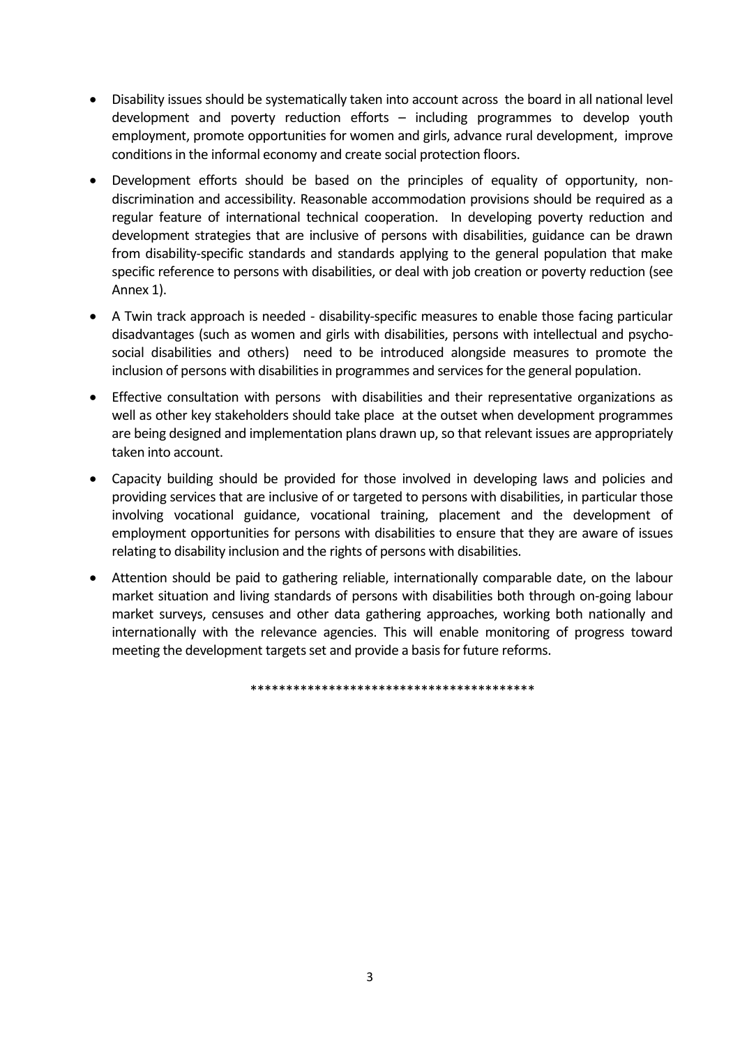- Disability issues should be systematically taken into account across the board in all national level development and poverty reduction efforts – including programmes to develop youth employment, promote opportunities for women and girls, advance rural development, improve conditions in the informal economy and create social protection floors.
- Development efforts should be based on the principles of equality of opportunity, non-discrimination and accessibility. Reasonable accommodation provisions should be required as a regular feature of international technical cooperation. In developing poverty reduction and development strategies that are inclusive of persons with disabilities, guidance can be drawn from disability-specific standards and standards applying to the general population that make specific reference to persons with disabilities, or deal with job creation or poverty reduction (see Annex 1).
- A Twin track approach is needed - disability-specific measures to enable those facing particular disadvantages (such as women and girls with disabilities, persons with intellectual and psycho-social disabilities and others) need to be introduced alongside measures to promote the inclusion of persons with disabilities in programmes and services for the general population.
- Effective consultation with persons with disabilities and their representative organizations as well as other key stakeholders should take place at the outset when development programmes are being designed and implementation plans drawn up, so that relevant issues are appropriately taken into account.
- Capacity building should be provided for those involved in developing laws and policies and providing services that are inclusive of or targeted to persons with disabilities, in particular those involving vocational guidance, vocational training, placement and the development of employment opportunities for persons with disabilities to ensure that they are aware of issues relating to disability inclusion and the rights of persons with disabilities.
- Attention should be paid to gathering reliable, internationally comparable date, on the labour market situation and living standards of persons with disabilities both through on-going labour market surveys, censuses and other data gathering approaches, working both nationally and internationally with the relevance agencies. This will enable monitoring of progress toward meeting the development targets set and provide a basis for future reforms.

****************************************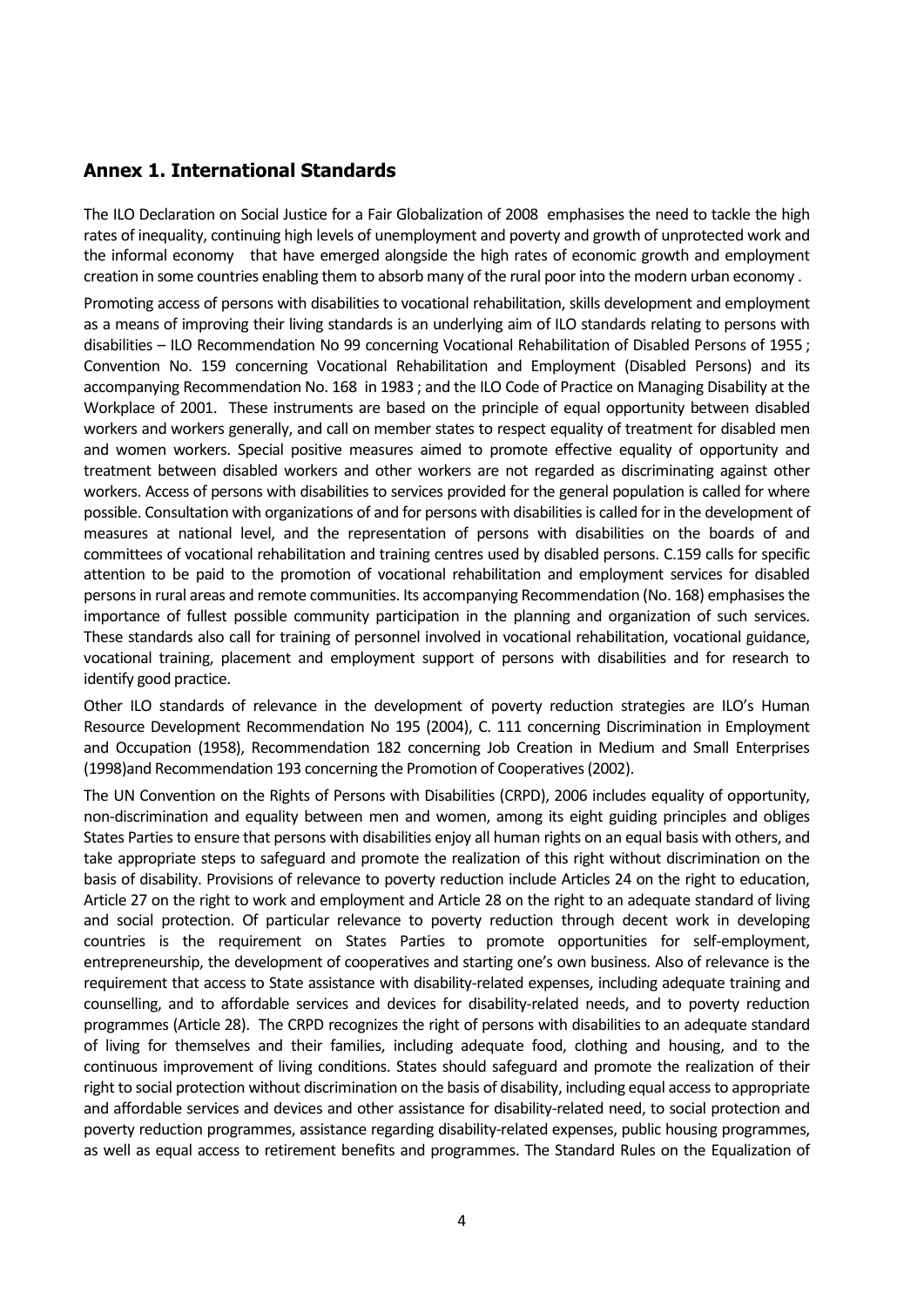## Annex 1. International Standards

The ILO Declaration on Social Justice for a Fair Globalization of 2008 emphasises the need to tackle the high rates of inequality, continuing high levels of unemployment and poverty and growth of unprotected work and the informal economy that have emerged alongside the high rates of economic growth and employment creation in some countries enabling them to absorb many of the rural poor into the modern urban economy .

Promoting access of persons with disabilities to vocational rehabilitation, skills development and employment as a means of improving their living standards is an underlying aim of ILO standards relating to persons with disabilities – ILO Recommendation No 99 concerning Vocational Rehabilitation of Disabled Persons of 1955 ; Convention No. 159 concerning Vocational Rehabilitation and Employment (Disabled Persons) and its accompanying Recommendation No. 168 in 1983 ; and the ILO Code of Practice on Managing Disability at the Workplace of 2001. These instruments are based on the principle of equal opportunity between disabled workers and workers generally, and call on member states to respect equality of treatment for disabled men and women workers. Special positive measures aimed to promote effective equality of opportunity and treatment between disabled workers and other workers are not regarded as discriminating against other workers. Access of persons with disabilities to services provided for the general population is called for where possible. Consultation with organizations of and for persons with disabilities is called for in the development of measures at national level, and the representation of persons with disabilities on the boards of and committees of vocational rehabilitation and training centres used by disabled persons. C.159 calls for specific attention to be paid to the promotion of vocational rehabilitation and employment services for disabled persons in rural areas and remote communities. Its accompanying Recommendation (No. 168) emphasises the importance of fullest possible community participation in the planning and organization of such services. These standards also call for training of personnel involved in vocational rehabilitation, vocational guidance, vocational training, placement and employment support of persons with disabilities and for research to identify good practice.

Other ILO standards of relevance in the development of poverty reduction strategies are ILO's Human Resource Development Recommendation No 195 (2004), C. 111 concerning Discrimination in Employment and Occupation (1958), Recommendation 182 concerning Job Creation in Medium and Small Enterprises (1998)and Recommendation 193 concerning the Promotion of Cooperatives (2002).

The UN Convention on the Rights of Persons with Disabilities (CRPD), 2006 includes equality of opportunity, non-discrimination and equality between men and women, among its eight guiding principles and obliges States Parties to ensure that persons with disabilities enjoy all human rights on an equal basis with others, and take appropriate steps to safeguard and promote the realization of this right without discrimination on the basis of disability. Provisions of relevance to poverty reduction include Articles 24 on the right to education, Article 27 on the right to work and employment and Article 28 on the right to an adequate standard of living and social protection. Of particular relevance to poverty reduction through decent work in developing countries is the requirement on States Parties to promote opportunities for self-employment, entrepreneurship, the development of cooperatives and starting one's own business. Also of relevance is the requirement that access to State assistance with disability-related expenses, including adequate training and counselling, and to affordable services and devices for disability-related needs, and to poverty reduction programmes (Article 28). The CRPD recognizes the right of persons with disabilities to an adequate standard of living for themselves and their families, including adequate food, clothing and housing, and to the continuous improvement of living conditions. States should safeguard and promote the realization of their right to social protection without discrimination on the basis of disability, including equal access to appropriate and affordable services and devices and other assistance for disability-related need, to social protection and poverty reduction programmes, assistance regarding disability-related expenses, public housing programmes, as well as equal access to retirement benefits and programmes. The Standard Rules on the Equalization of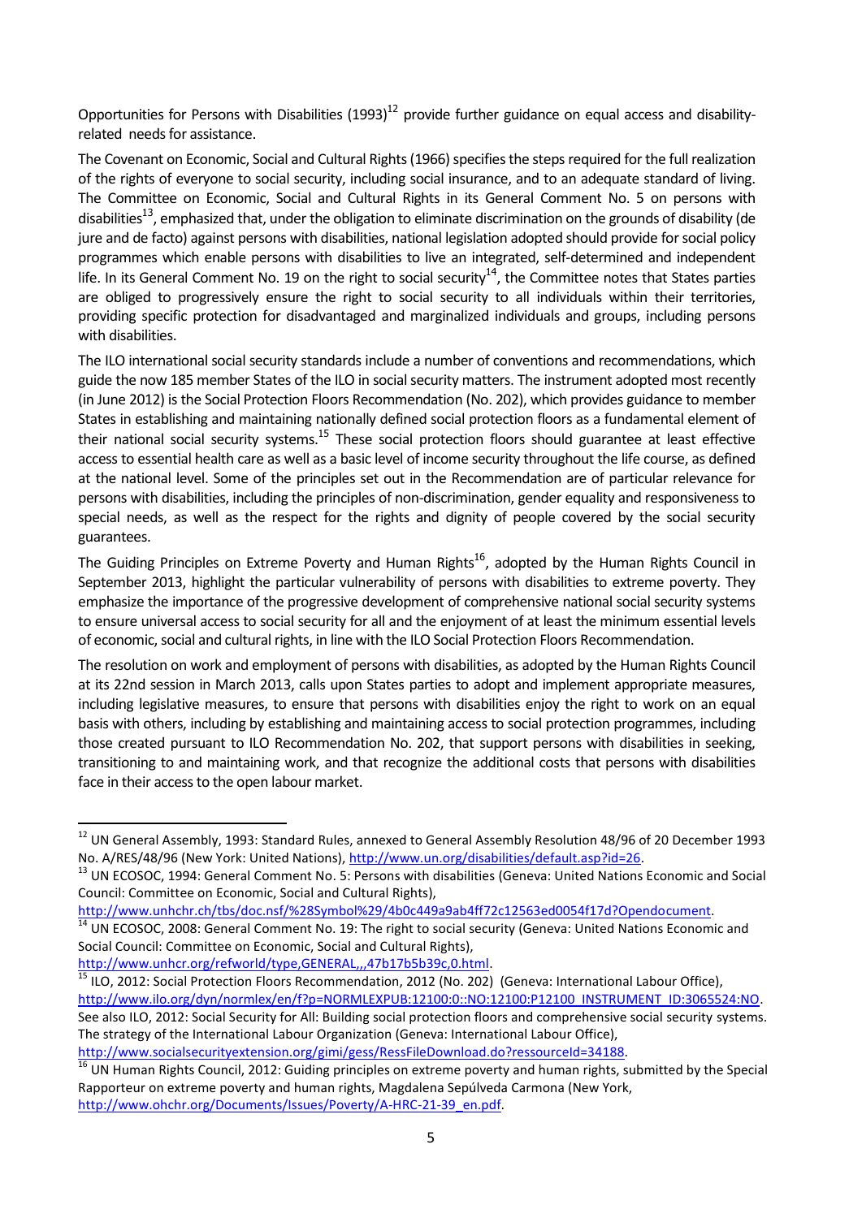Opportunities for Persons with Disabilities (1993)[12] provide further guidance on equal access and disability-related needs for assistance.

The Covenant on Economic, Social and Cultural Rights (1966) specifies the steps required for the full realization of the rights of everyone to social security, including social insurance, and to an adequate standard of living. The Committee on Economic, Social and Cultural Rights in its General Comment No. 5 on persons with disabilities[13], emphasized that, under the obligation to eliminate discrimination on the grounds of disability (de jure and de facto) against persons with disabilities, national legislation adopted should provide for social policy programmes which enable persons with disabilities to live an integrated, self-determined and independent life. In its General Comment No. 19 on the right to social security[14], the Committee notes that States parties are obliged to progressively ensure the right to social security to all individuals within their territories, providing specific protection for disadvantaged and marginalized individuals and groups, including persons with disabilities.

The ILO international social security standards include a number of conventions and recommendations, which guide the now 185 member States of the ILO in social security matters. The instrument adopted most recently (in June 2012) is the Social Protection Floors Recommendation (No. 202), which provides guidance to member States in establishing and maintaining nationally defined social protection floors as a fundamental element of their national social security systems.[15] These social protection floors should guarantee at least effective access to essential health care as well as a basic level of income security throughout the life course, as defined at the national level. Some of the principles set out in the Recommendation are of particular relevance for persons with disabilities, including the principles of non-discrimination, gender equality and responsiveness to special needs, as well as the respect for the rights and dignity of people covered by the social security guarantees.

The Guiding Principles on Extreme Poverty and Human Rights[16], adopted by the Human Rights Council in September 2013, highlight the particular vulnerability of persons with disabilities to extreme poverty. They emphasize the importance of the progressive development of comprehensive national social security systems to ensure universal access to social security for all and the enjoyment of at least the minimum essential levels of economic, social and cultural rights, in line with the ILO Social Protection Floors Recommendation.

The resolution on work and employment of persons with disabilities, as adopted by the Human Rights Council at its 22nd session in March 2013, calls upon States parties to adopt and implement appropriate measures, including legislative measures, to ensure that persons with disabilities enjoy the right to work on an equal basis with others, including by establishing and maintaining access to social protection programmes, including those created pursuant to ILO Recommendation No. 202, that support persons with disabilities in seeking, transitioning to and maintaining work, and that recognize the additional costs that persons with disabilities face in their access to the open labour market.

---

[12] UN General Assembly, 1993: Standard Rules, annexed to General Assembly Resolution 48/96 of 20 December 1993 No. A/RES/48/96 (New York: United Nations), http://www.un.org/disabilities/default.asp?id=26.

[13] UN ECOSOC, 1994: General Comment No. 5: Persons with disabilities (Geneva: United Nations Economic and Social Council: Committee on Economic, Social and Cultural Rights), http://www.unhchr.ch/tbs/doc.nsf/%28Symbol%29/4b0c449a9ab4ff72c12563ed0054f17d?Opendocument.

[14] UN ECOSOC, 2008: General Comment No. 19: The right to social security (Geneva: United Nations Economic and Social Council: Committee on Economic, Social and Cultural Rights), http://www.unhcr.org/refworld/type,GENERAL,,,47b17b5b39c,0.html.

[15] ILO, 2012: Social Protection Floors Recommendation, 2012 (No. 202) (Geneva: International Labour Office), http://www.ilo.org/dyn/normlex/en/f?p=NORMLEXPUB:12100:0::NO:12100:P12100_INSTRUMENT_ID:3065524:NO. See also ILO, 2012: Social Security for All: Building social protection floors and comprehensive social security systems. The strategy of the International Labour Organization (Geneva: International Labour Office), http://www.socialsecurityextension.org/gimi/gess/RessFileDownload.do?ressourceId=34188.

[16] UN Human Rights Council, 2012: Guiding principles on extreme poverty and human rights, submitted by the Special Rapporteur on extreme poverty and human rights, Magdalena Sepúlveda Carmona (New York, http://www.ohchr.org/Documents/Issues/Poverty/A-HRC-21-39_en.pdf.